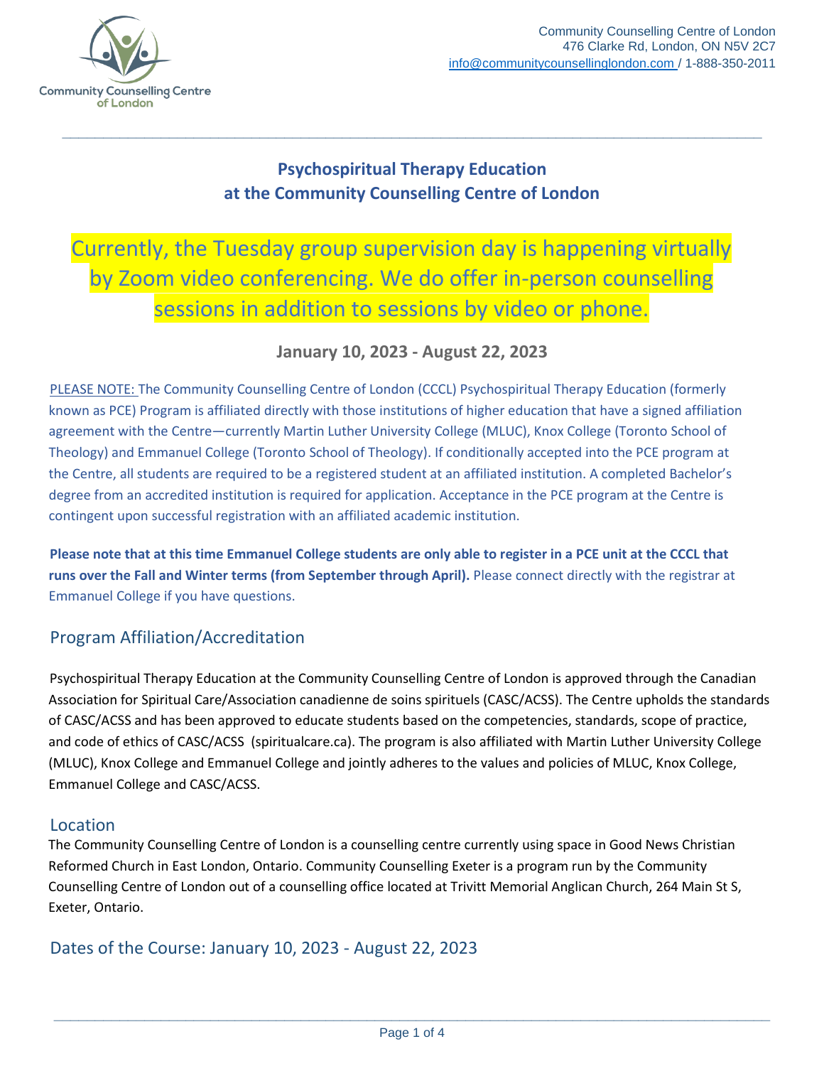Community Counselling Centre of London
476 Clarke Rd, London, ON N5V 2C7
info@communitycounsellinglondon.com / 1-888-350-2011

## Psychospiritual Therapy Education
## at the Community Counselling Centre of London

**Currently, the Tuesday group supervision day is happening virtually by Zoom video conferencing. We do offer in-person counselling sessions in addition to sessions by video or phone.**

**January 10, 2023 - August 22, 2023**

PLEASE NOTE: The Community Counselling Centre of London (CCCL) Psychospiritual Therapy Education (formerly known as PCE) Program is affiliated directly with those institutions of higher education that have a signed affiliation agreement with the Centre—currently Martin Luther University College (MLUC), Knox College (Toronto School of Theology) and Emmanuel College (Toronto School of Theology). If conditionally accepted into the PCE program at the Centre, all students are required to be a registered student at an affiliated institution. A completed Bachelor's degree from an accredited institution is required for application. Acceptance in the PCE program at the Centre is contingent upon successful registration with an affiliated academic institution.

**Please note that at this time Emmanuel College students are only able to register in a PCE unit at the CCCL that runs over the Fall and Winter terms (from September through April).** Please connect directly with the registrar at Emmanuel College if you have questions.

## Program Affiliation/Accreditation

Psychospiritual Therapy Education at the Community Counselling Centre of London is approved through the Canadian Association for Spiritual Care/Association canadienne de soins spirituels (CASC/ACSS). The Centre upholds the standards of CASC/ACSS and has been approved to educate students based on the competencies, standards, scope of practice, and code of ethics of CASC/ACSS (spiritualcare.ca). The program is also affiliated with Martin Luther University College (MLUC), Knox College and Emmanuel College and jointly adheres to the values and policies of MLUC, Knox College, Emmanuel College and CASC/ACSS.

## Location

The Community Counselling Centre of London is a counselling centre currently using space in Good News Christian Reformed Church in East London, Ontario. Community Counselling Exeter is a program run by the Community Counselling Centre of London out of a counselling office located at Trivitt Memorial Anglican Church, 264 Main St S, Exeter, Ontario.

## Dates of the Course: January 10, 2023 - August 22, 2023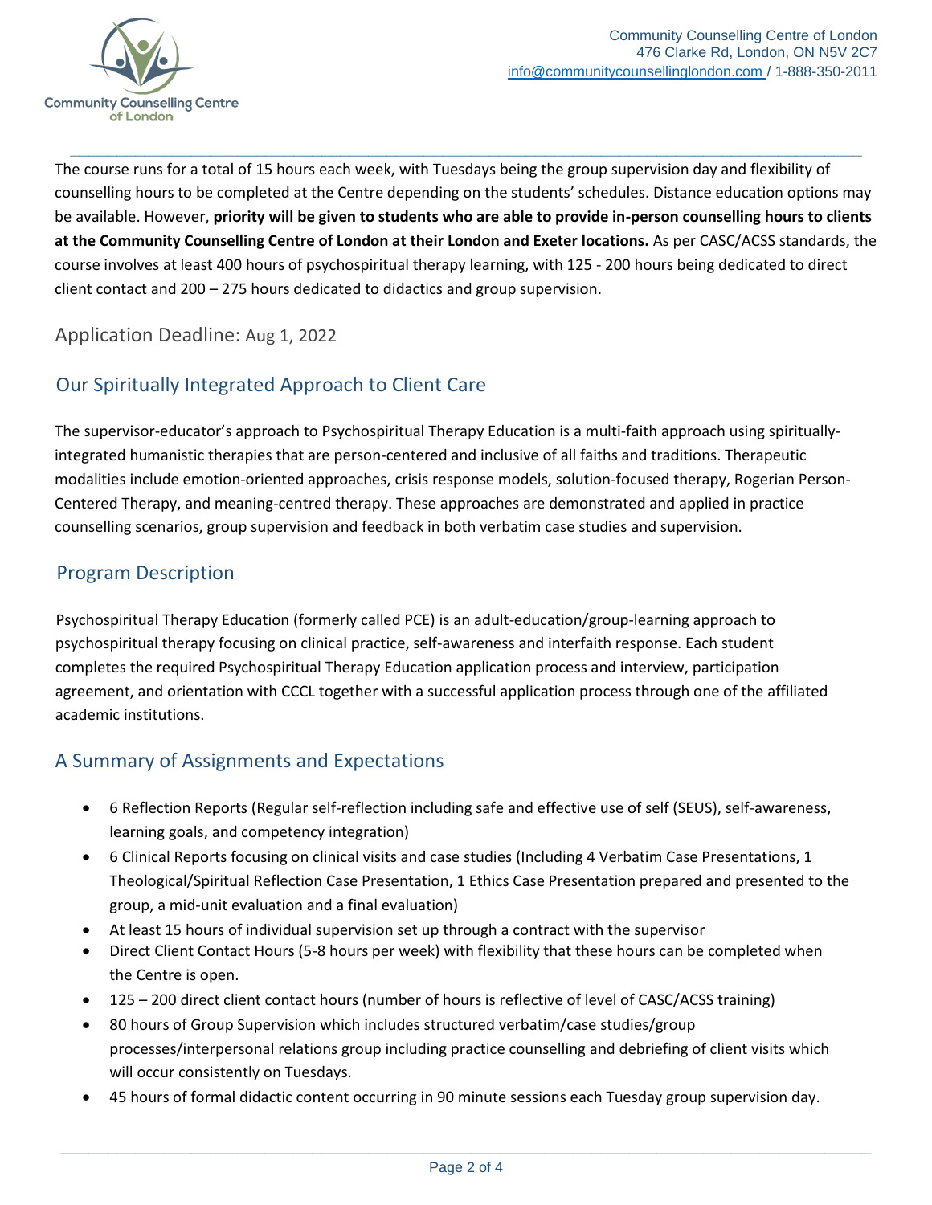The course runs for a total of 15 hours each week, with Tuesdays being the group supervision day and flexibility of counselling hours to be completed at the Centre depending on the students' schedules. Distance education options may be available. However, **priority will be given to students who are able to provide in-person counselling hours to clients at the Community Counselling Centre of London at their London and Exeter locations.** As per CASC/ACSS standards, the course involves at least 400 hours of psychospiritual therapy learning, with 125 - 200 hours being dedicated to direct client contact and 200 – 275 hours dedicated to didactics and group supervision.

## Application Deadline: Aug 1, 2022

## Our Spiritually Integrated Approach to Client Care

The supervisor-educator's approach to Psychospiritual Therapy Education is a multi-faith approach using spiritually-integrated humanistic therapies that are person-centered and inclusive of all faiths and traditions. Therapeutic modalities include emotion-oriented approaches, crisis response models, solution-focused therapy, Rogerian Person-Centered Therapy, and meaning-centred therapy. These approaches are demonstrated and applied in practice counselling scenarios, group supervision and feedback in both verbatim case studies and supervision.

## Program Description

Psychospiritual Therapy Education (formerly called PCE) is an adult-education/group-learning approach to psychospiritual therapy focusing on clinical practice, self-awareness and interfaith response. Each student completes the required Psychospiritual Therapy Education application process and interview, participation agreement, and orientation with CCCL together with a successful application process through one of the affiliated academic institutions.

## A Summary of Assignments and Expectations

- 6 Reflection Reports (Regular self-reflection including safe and effective use of self (SEUS), self-awareness, learning goals, and competency integration)
- 6 Clinical Reports focusing on clinical visits and case studies (Including 4 Verbatim Case Presentations, 1 Theological/Spiritual Reflection Case Presentation, 1 Ethics Case Presentation prepared and presented to the group, a mid-unit evaluation and a final evaluation)
- At least 15 hours of individual supervision set up through a contract with the supervisor
- Direct Client Contact Hours (5-8 hours per week) with flexibility that these hours can be completed when the Centre is open.
- 125 – 200 direct client contact hours (number of hours is reflective of level of CASC/ACSS training)
- 80 hours of Group Supervision which includes structured verbatim/case studies/group processes/interpersonal relations group including practice counselling and debriefing of client visits which will occur consistently on Tuesdays.
- 45 hours of formal didactic content occurring in 90 minute sessions each Tuesday group supervision day.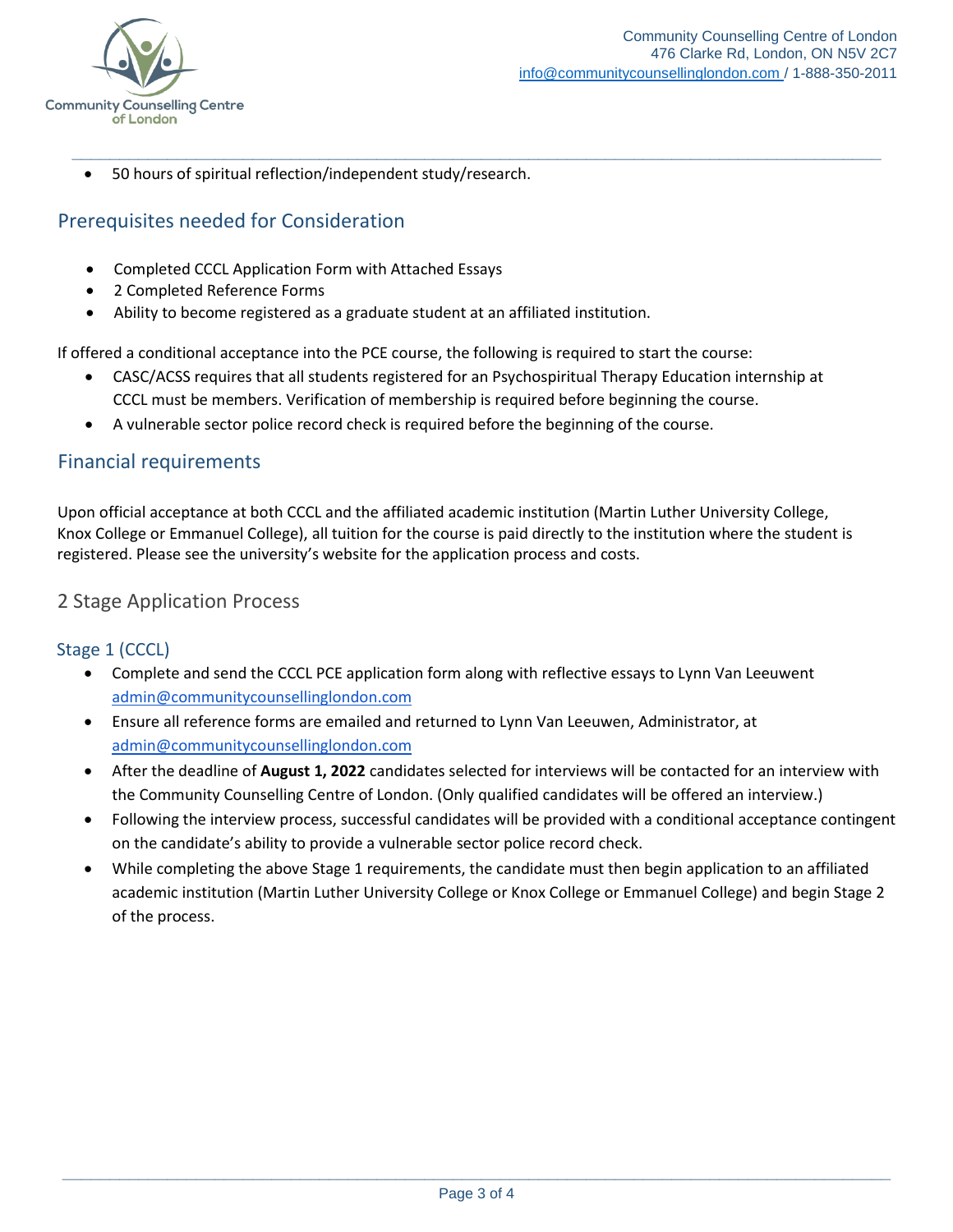- 50 hours of spiritual reflection/independent study/research.

## Prerequisites needed for Consideration

- Completed CCCL Application Form with Attached Essays
- 2 Completed Reference Forms
- Ability to become registered as a graduate student at an affiliated institution.

If offered a conditional acceptance into the PCE course, the following is required to start the course:

- CASC/ACSS requires that all students registered for an Psychospiritual Therapy Education internship at CCCL must be members. Verification of membership is required before beginning the course.
- A vulnerable sector police record check is required before the beginning of the course.

## Financial requirements

Upon official acceptance at both CCCL and the affiliated academic institution (Martin Luther University College, Knox College or Emmanuel College), all tuition for the course is paid directly to the institution where the student is registered. Please see the university's website for the application process and costs.

## 2 Stage Application Process

### Stage 1 (CCCL)

- Complete and send the CCCL PCE application form along with reflective essays to Lynn Van Leeuwent admin@communitycounsellinglondon.com
- Ensure all reference forms are emailed and returned to Lynn Van Leeuwen, Administrator, at admin@communitycounsellinglondon.com
- After the deadline of **August 1, 2022** candidates selected for interviews will be contacted for an interview with the Community Counselling Centre of London. (Only qualified candidates will be offered an interview.)
- Following the interview process, successful candidates will be provided with a conditional acceptance contingent on the candidate's ability to provide a vulnerable sector police record check.
- While completing the above Stage 1 requirements, the candidate must then begin application to an affiliated academic institution (Martin Luther University College or Knox College or Emmanuel College) and begin Stage 2 of the process.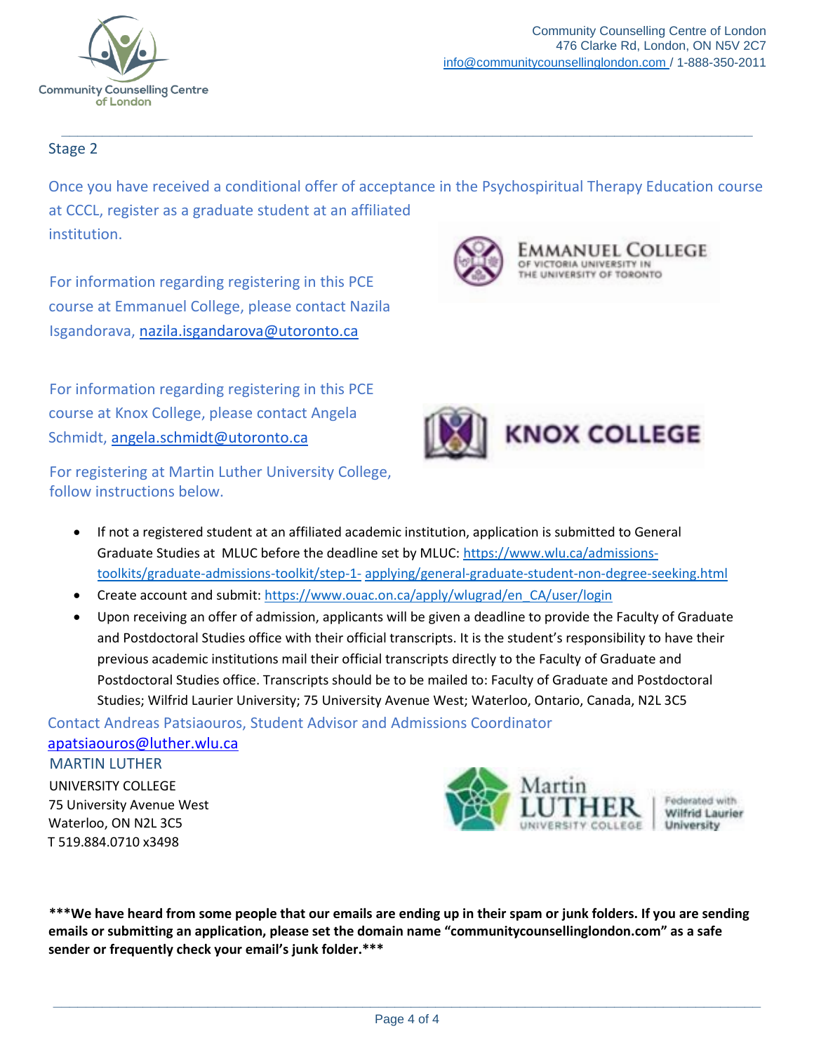## Stage 2

Once you have received a conditional offer of acceptance in the Psychospiritual Therapy Education course at CCCL, register as a graduate student at an affiliated institution.

For information regarding registering in this PCE course at Emmanuel College, please contact Nazila Isgandorava, nazila.isgandarova@utoronto.ca

For information regarding registering in this PCE course at Knox College, please contact Angela Schmidt, angela.schmidt@utoronto.ca

For registering at Martin Luther University College, follow instructions below.

- If not a registered student at an affiliated academic institution, application is submitted to General Graduate Studies at MLUC before the deadline set by MLUC: https://www.wlu.ca/admissions-toolkits/graduate-admissions-toolkit/step-1- applying/general-graduate-student-non-degree-seeking.html
- Create account and submit: https://www.ouac.on.ca/apply/wlugrad/en_CA/user/login
- Upon receiving an offer of admission, applicants will be given a deadline to provide the Faculty of Graduate and Postdoctoral Studies office with their official transcripts. It is the student's responsibility to have their previous academic institutions mail their official transcripts directly to the Faculty of Graduate and Postdoctoral Studies office. Transcripts should be to be mailed to: Faculty of Graduate and Postdoctoral Studies; Wilfrid Laurier University; 75 University Avenue West; Waterloo, Ontario, Canada, N2L 3C5

Contact Andreas Patsiaouros, Student Advisor and Admissions Coordinator
apatsiaouros@luther.wlu.ca
MARTIN LUTHER
UNIVERSITY COLLEGE
75 University Avenue West
Waterloo, ON N2L 3C5
T 519.884.0710 x3498

**\*\*\*We have heard from some people that our emails are ending up in their spam or junk folders. If you are sending emails or submitting an application, please set the domain name "communitycounsellinglondon.com" as a safe sender or frequently check your email's junk folder.\*\*\***